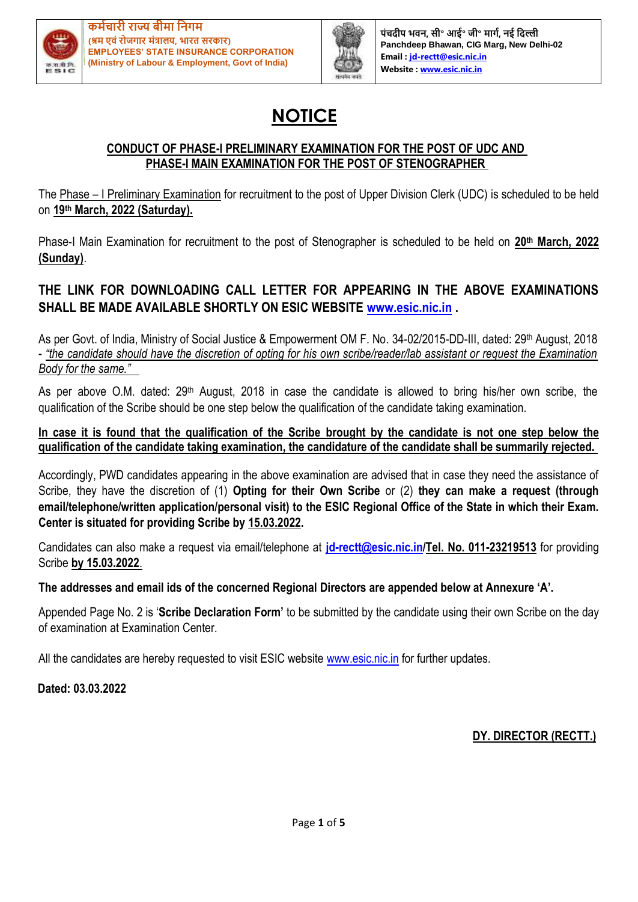कर्मचारी राज्य बीमा निगम
(श्रम एवं रोजगार मंत्रालय, भारत सरकार)
**EMPLOYEES' STATE INSURANCE CORPORATION**
**(Ministry of Labour & Employment, Govt of India)**

पंचदीप भवन, सी॰ आई॰ जी॰ मार्ग, नई दिल्ली
Panchdeep Bhawan, CIG Marg, New Delhi-02
Email : jd-rectt@esic.nic.in
Website : www.esic.nic.in

# NOTICE

## CONDUCT OF PHASE-I PRELIMINARY EXAMINATION FOR THE POST OF UDC AND PHASE-I MAIN EXAMINATION FOR THE POST OF STENOGRAPHER

The Phase – I Preliminary Examination for recruitment to the post of Upper Division Clerk (UDC) is scheduled to be held on **19th March, 2022 (Saturday).**

Phase-I Main Examination for recruitment to the post of Stenographer is scheduled to be held on **20th March, 2022 (Sunday)**.

**THE LINK FOR DOWNLOADING CALL LETTER FOR APPEARING IN THE ABOVE EXAMINATIONS SHALL BE MADE AVAILABLE SHORTLY ON ESIC WEBSITE www.esic.nic.in .**

As per Govt. of India, Ministry of Social Justice & Empowerment OM F. No. 34-02/2015-DD-III, dated: 29th August, 2018 - *"the candidate should have the discretion of opting for his own scribe/reader/lab assistant or request the Examination Body for the same."*

As per above O.M. dated: 29th August, 2018 in case the candidate is allowed to bring his/her own scribe, the qualification of the Scribe should be one step below the qualification of the candidate taking examination.

**In case it is found that the qualification of the Scribe brought by the candidate is not one step below the qualification of the candidate taking examination, the candidature of the candidate shall be summarily rejected.**

Accordingly, PWD candidates appearing in the above examination are advised that in case they need the assistance of Scribe, they have the discretion of (1) **Opting for their Own Scribe** or (2) **they can make a request (through email/telephone/written application/personal visit) to the ESIC Regional Office of the State in which their Exam. Center is situated for providing Scribe by 15.03.2022.**

Candidates can also make a request via email/telephone at **jd-rectt@esic.nic.in/Tel. No. 011-23219513** for providing Scribe **by 15.03.2022**.

**The addresses and email ids of the concerned Regional Directors are appended below at Annexure 'A'.**

Appended Page No. 2 is '**Scribe Declaration Form'** to be submitted by the candidate using their own Scribe on the day of examination at Examination Center.

All the candidates are hereby requested to visit ESIC website www.esic.nic.in for further updates.

**Dated: 03.03.2022**

**DY. DIRECTOR (RECTT.)**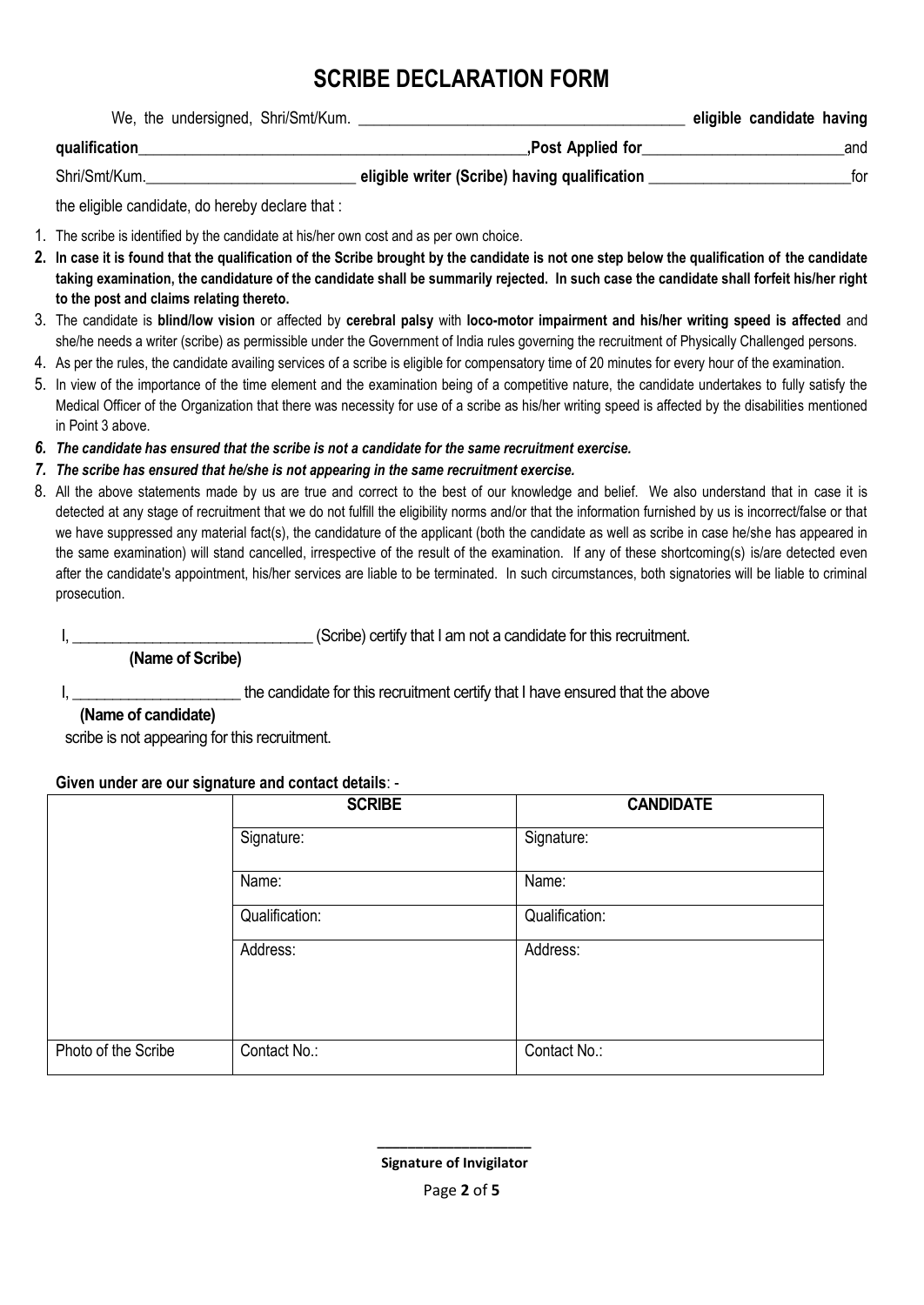# SCRIBE DECLARATION FORM

We, the undersigned, Shri/Smt/Kum. ___________________________________________ **eligible candidate having qualification**_________________________________________________,**Post Applied for**_________________________and Shri/Smt/Kum.___________________________ **eligible writer (Scribe) having qualification** __________________________for the eligible candidate, do hereby declare that :

1. The scribe is identified by the candidate at his/her own cost and as per own choice.
2. **In case it is found that the qualification of the Scribe brought by the candidate is not one step below the qualification of the candidate taking examination, the candidature of the candidate shall be summarily rejected. In such case the candidate shall forfeit his/her right to the post and claims relating thereto.**
3. The candidate is **blind/low vision** or affected by **cerebral palsy** with **loco-motor impairment and his/her writing speed is affected** and she/he needs a writer (scribe) as permissible under the Government of India rules governing the recruitment of Physically Challenged persons.
4. As per the rules, the candidate availing services of a scribe is eligible for compensatory time of 20 minutes for every hour of the examination.
5. In view of the importance of the time element and the examination being of a competitive nature, the candidate undertakes to fully satisfy the Medical Officer of the Organization that there was necessity for use of a scribe as his/her writing speed is affected by the disabilities mentioned in Point 3 above.
6. ***The candidate has ensured that the scribe is not a candidate for the same recruitment exercise.***
7. ***The scribe has ensured that he/she is not appearing in the same recruitment exercise.***
8. All the above statements made by us are true and correct to the best of our knowledge and belief. We also understand that in case it is detected at any stage of recruitment that we do not fulfill the eligibility norms and/or that the information furnished by us is incorrect/false or that we have suppressed any material fact(s), the candidature of the applicant (both the candidate as well as scribe in case he/she has appeared in the same examination) will stand cancelled, irrespective of the result of the examination. If any of these shortcoming(s) is/are detected even after the candidate's appointment, his/her services are liable to be terminated. In such circumstances, both signatories will be liable to criminal prosecution.

I, _______________________________ (Scribe) certify that I am not a candidate for this recruitment.
**(Name of Scribe)**

I, _____________________ the candidate for this recruitment certify that I have ensured that the above
**(Name of candidate)**
scribe is not appearing for this recruitment.

**Given under are our signature and contact details**: -

| | **SCRIBE** | **CANDIDATE** |
|---|---|---|
| | Signature: | Signature: |
| | Name: | Name: |
| | Qualification: | Qualification: |
| | Address: | Address: |
| Photo of the Scribe | Contact No.: | Contact No.: |

____________________
**Signature of Invigilator**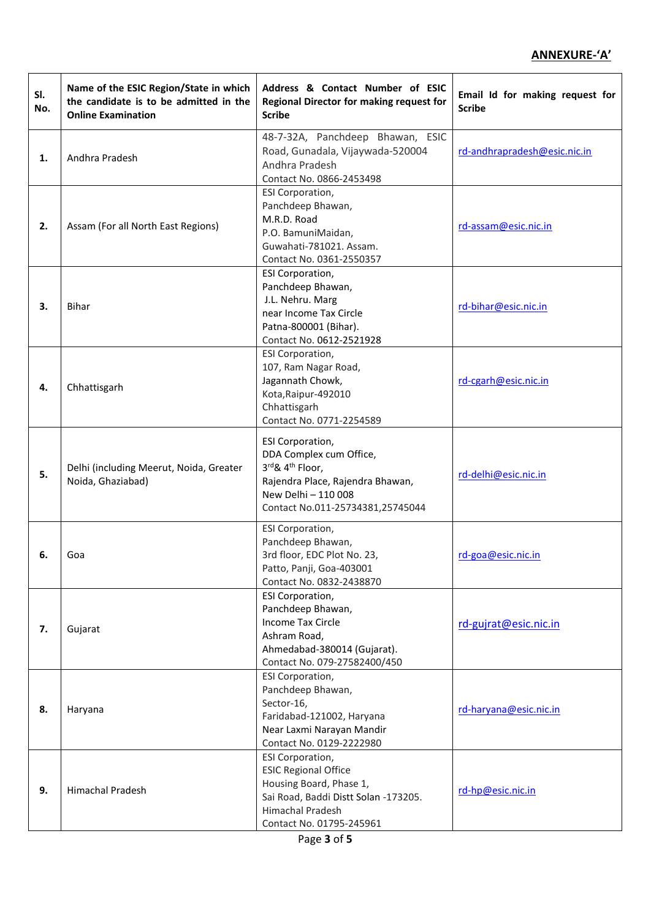**ANNEXURE-'A'**

| Sl. No. | Name of the ESIC Region/State in which the candidate is to be admitted in the Online Examination | Address & Contact Number of ESIC Regional Director for making request for Scribe | Email Id for making request for Scribe |
|---|---|---|---|
| 1. | Andhra Pradesh | 48-7-32A, Panchdeep Bhawan, ESIC Road, Gunadala, Vijaywada-520004 Andhra Pradesh Contact No. 0866-2453498 | rd-andhrapradesh@esic.nic.in |
| 2. | Assam (For all North East Regions) | ESI Corporation, Panchdeep Bhawan, M.R.D. Road P.O. BamuniMaidan, Guwahati-781021. Assam. Contact No. 0361-2550357 | rd-assam@esic.nic.in |
| 3. | Bihar | ESI Corporation, Panchdeep Bhawan, J.L. Nehru. Marg near Income Tax Circle Patna-800001 (Bihar). Contact No. 0612-2521928 | rd-bihar@esic.nic.in |
| 4. | Chhattisgarh | ESI Corporation, 107, Ram Nagar Road, Jagannath Chowk, Kota,Raipur-492010 Chhattisgarh Contact No. 0771-2254589 | rd-cgarh@esic.nic.in |
| 5. | Delhi (including Meerut, Noida, Greater Noida, Ghaziabad) | ESI Corporation, DDA Complex cum Office, 3rd& 4th Floor, Rajendra Place, Rajendra Bhawan, New Delhi – 110 008 Contact No.011-25734381,25745044 | rd-delhi@esic.nic.in |
| 6. | Goa | ESI Corporation, Panchdeep Bhawan, 3rd floor, EDC Plot No. 23, Patto, Panji, Goa-403001 Contact No. 0832-2438870 | rd-goa@esic.nic.in |
| 7. | Gujarat | ESI Corporation, Panchdeep Bhawan, Income Tax Circle Ashram Road, Ahmedabad-380014 (Gujarat). Contact No. 079-27582400/450 | rd-gujrat@esic.nic.in |
| 8. | Haryana | ESI Corporation, Panchdeep Bhawan, Sector-16, Faridabad-121002, Haryana Near Laxmi Narayan Mandir Contact No. 0129-2222980 | rd-haryana@esic.nic.in |
| 9. | Himachal Pradesh | ESI Corporation, ESIC Regional Office Housing Board, Phase 1, Sai Road, Baddi Distt Solan -173205. Himachal Pradesh Contact No. 01795-245961 | rd-hp@esic.nic.in |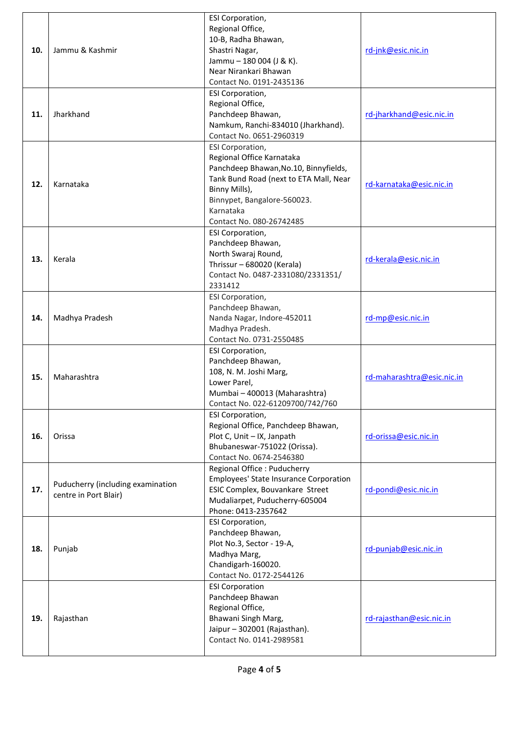| 10. | Jammu & Kashmir | ESI Corporation,<br>Regional Office,<br>10-B, Radha Bhawan,<br>Shastri Nagar,<br>Jammu – 180 004 (J & K).<br>Near Nirankari Bhawan<br>Contact No. 0191-2435136 | rd-jnk@esic.nic.in |
|---|---|---|---|
| 11. | Jharkhand | ESI Corporation,<br>Regional Office,<br>Panchdeep Bhawan,<br>Namkum, Ranchi-834010 (Jharkhand).<br>Contact No. 0651-2960319 | rd-jharkhand@esic.nic.in |
| 12. | Karnataka | ESI Corporation,<br>Regional Office Karnataka<br>Panchdeep Bhawan,No.10, Binnyfields,<br>Tank Bund Road (next to ETA Mall, Near Binny Mills),<br>Binnypet, Bangalore-560023.<br>Karnataka<br>Contact No. 080-26742485 | rd-karnataka@esic.nic.in |
| 13. | Kerala | ESI Corporation,<br>Panchdeep Bhawan,<br>North Swaraj Round,<br>Thrissur – 680020 (Kerala)<br>Contact No. 0487-2331080/2331351/ 2331412 | rd-kerala@esic.nic.in |
| 14. | Madhya Pradesh | ESI Corporation,<br>Panchdeep Bhawan,<br>Nanda Nagar, Indore-452011<br>Madhya Pradesh.<br>Contact No. 0731-2550485 | rd-mp@esic.nic.in |
| 15. | Maharashtra | ESI Corporation,<br>Panchdeep Bhawan,<br>108, N. M. Joshi Marg,<br>Lower Parel,<br>Mumbai – 400013 (Maharashtra)<br>Contact No. 022-61209700/742/760 | rd-maharashtra@esic.nic.in |
| 16. | Orissa | ESI Corporation,<br>Regional Office, Panchdeep Bhawan,<br>Plot C, Unit – IX, Janpath<br>Bhubaneswar-751022 (Orissa).<br>Contact No. 0674-2546380 | rd-orissa@esic.nic.in |
| 17. | Puducherry (including examination centre in Port Blair) | Regional Office : Puducherry<br>Employees' State Insurance Corporation<br>ESIC Complex, Bouvankare Street<br>Mudaliarpet, Puducherry-605004<br>Phone: 0413-2357642 | rd-pondi@esic.nic.in |
| 18. | Punjab | ESI Corporation,<br>Panchdeep Bhawan,<br>Plot No.3, Sector - 19-A,<br>Madhya Marg,<br>Chandigarh-160020.<br>Contact No. 0172-2544126 | rd-punjab@esic.nic.in |
| 19. | Rajasthan | ESI Corporation<br>Panchdeep Bhawan<br>Regional Office,<br>Bhawani Singh Marg,<br>Jaipur – 302001 (Rajasthan).<br>Contact No. 0141-2989581 | rd-rajasthan@esic.nic.in |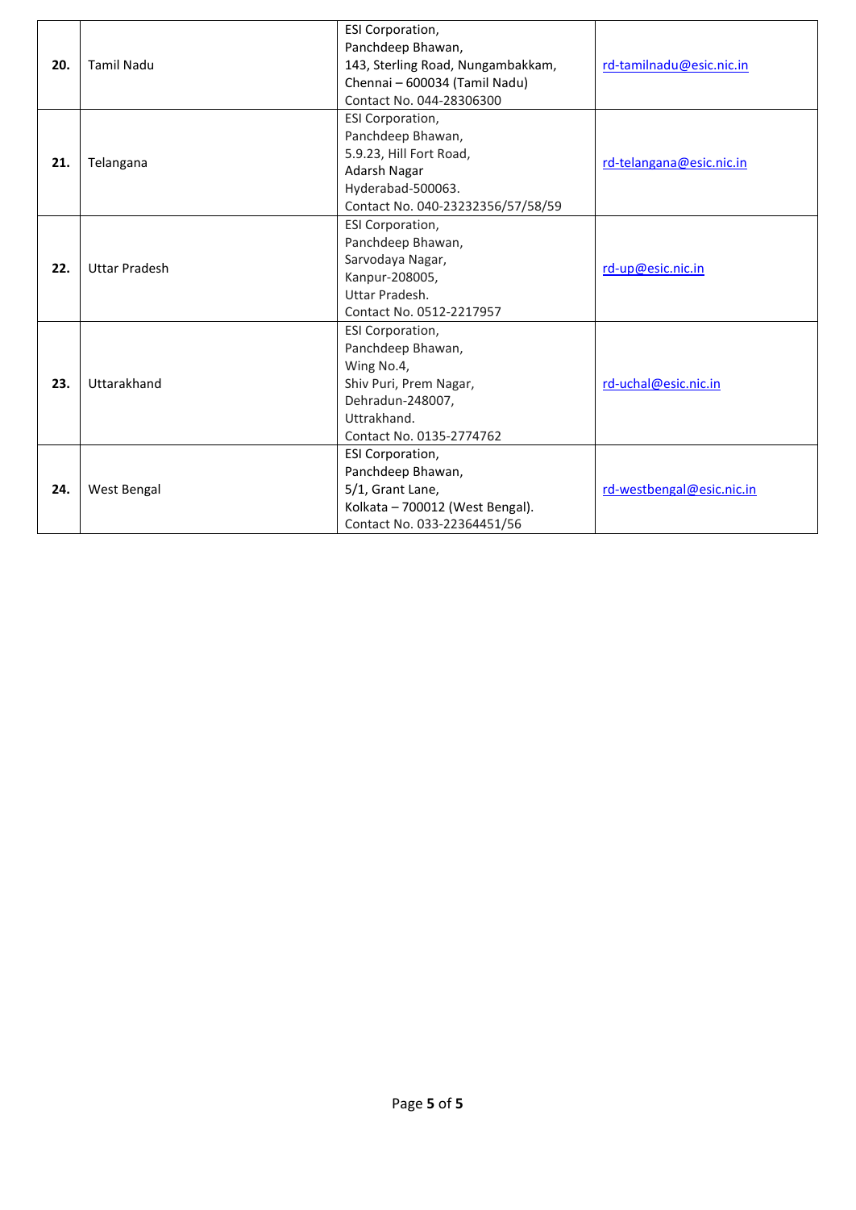| | | | |
|---|---|---|---|
| **20.** | Tamil Nadu | ESI Corporation,<br>Panchdeep Bhawan,<br>143, Sterling Road, Nungambakkam,<br>Chennai – 600034 (Tamil Nadu)<br>Contact No. 044-28306300 | rd-tamilnadu@esic.nic.in |
| **21.** | Telangana | ESI Corporation,<br>Panchdeep Bhawan,<br>5.9.23, Hill Fort Road,<br>Adarsh Nagar<br>Hyderabad-500063.<br>Contact No. 040-23232356/57/58/59 | rd-telangana@esic.nic.in |
| **22.** | Uttar Pradesh | ESI Corporation,<br>Panchdeep Bhawan,<br>Sarvodaya Nagar,<br>Kanpur-208005,<br>Uttar Pradesh.<br>Contact No. 0512-2217957 | rd-up@esic.nic.in |
| **23.** | Uttarakhand | ESI Corporation,<br>Panchdeep Bhawan,<br>Wing No.4,<br>Shiv Puri, Prem Nagar,<br>Dehradun-248007,<br>Uttrakhand.<br>Contact No. 0135-2774762 | rd-uchal@esic.nic.in |
| **24.** | West Bengal | ESI Corporation,<br>Panchdeep Bhawan,<br>5/1, Grant Lane,<br>Kolkata – 700012 (West Bengal).<br>Contact No. 033-22364451/56 | rd-westbengal@esic.nic.in |